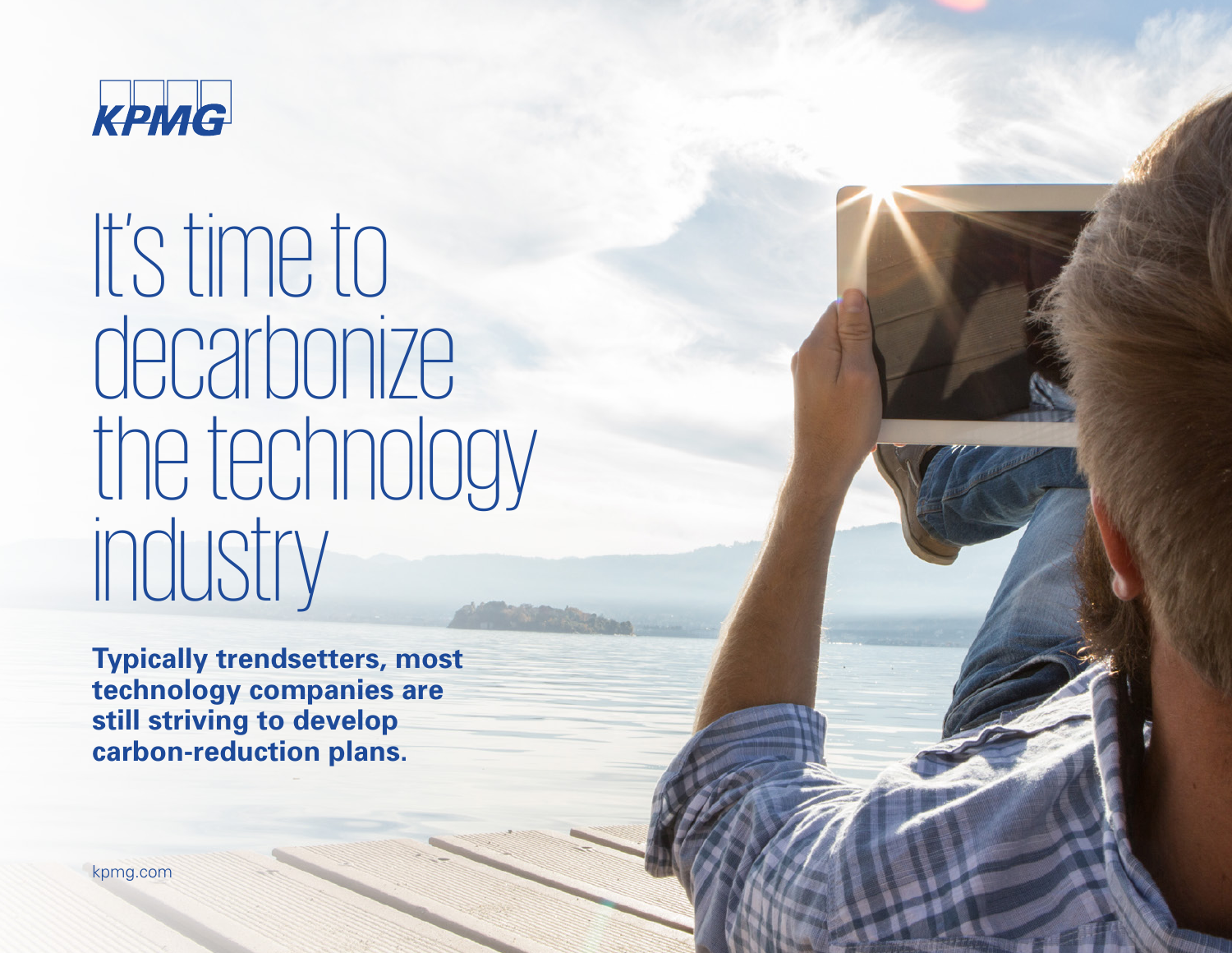KPMG

# It's time to decarbonize the technology industry

**Typically trendsetters, most technology companies are still striving to develop carbon-reduction plans.**

kpmg.com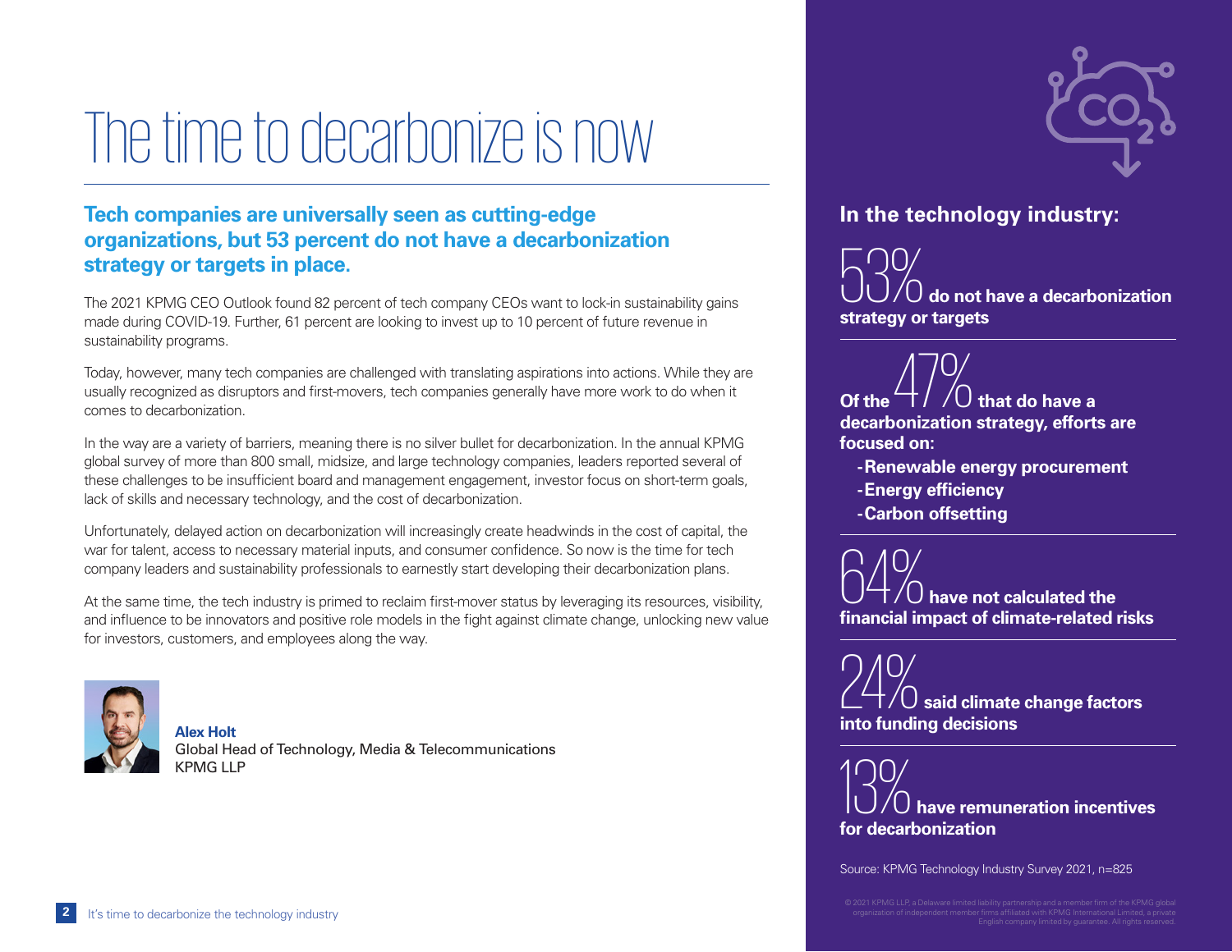# The time to decarbonize is now

## Tech companies are universally seen as cutting-edge organizations, but 53 percent do not have a decarbonization strategy or targets in place.

The 2021 KPMG CEO Outlook found 82 percent of tech company CEOs want to lock-in sustainability gains made during COVID-19. Further, 61 percent are looking to invest up to 10 percent of future revenue in sustainability programs.

Today, however, many tech companies are challenged with translating aspirations into actions. While they are usually recognized as disruptors and first-movers, tech companies generally have more work to do when it comes to decarbonization.

In the way are a variety of barriers, meaning there is no silver bullet for decarbonization. In the annual KPMG global survey of more than 800 small, midsize, and large technology companies, leaders reported several of these challenges to be insufficient board and management engagement, investor focus on short-term goals, lack of skills and necessary technology, and the cost of decarbonization.

Unfortunately, delayed action on decarbonization will increasingly create headwinds in the cost of capital, the war for talent, access to necessary material inputs, and consumer confidence. So now is the time for tech company leaders and sustainability professionals to earnestly start developing their decarbonization plans.

At the same time, the tech industry is primed to reclaim first-mover status by leveraging its resources, visibility, and influence to be innovators and positive role models in the fight against climate change, unlocking new value for investors, customers, and employees along the way.

**Alex Holt**
Global Head of Technology, Media & Telecommunications
KPMG LLP

### In the technology industry:

**53%** **do not have a decarbonization strategy or targets**

**Of the 47% that do have a decarbonization strategy, efforts are focused on:**

- **Renewable energy procurement**
- **Energy efficiency**
- **Carbon offsetting**

**64%** **have not calculated the financial impact of climate-related risks**

**24%** **said climate change factors into funding decisions**

**13%** **have remuneration incentives for decarbonization**

Source: KPMG Technology Industry Survey 2021, n=825

© 2021 KPMG LLP, a Delaware limited liability partnership and a member firm of the KPMG global organization of independent member firms affiliated with KPMG International Limited, a private English company limited by guarantee. All rights reserved.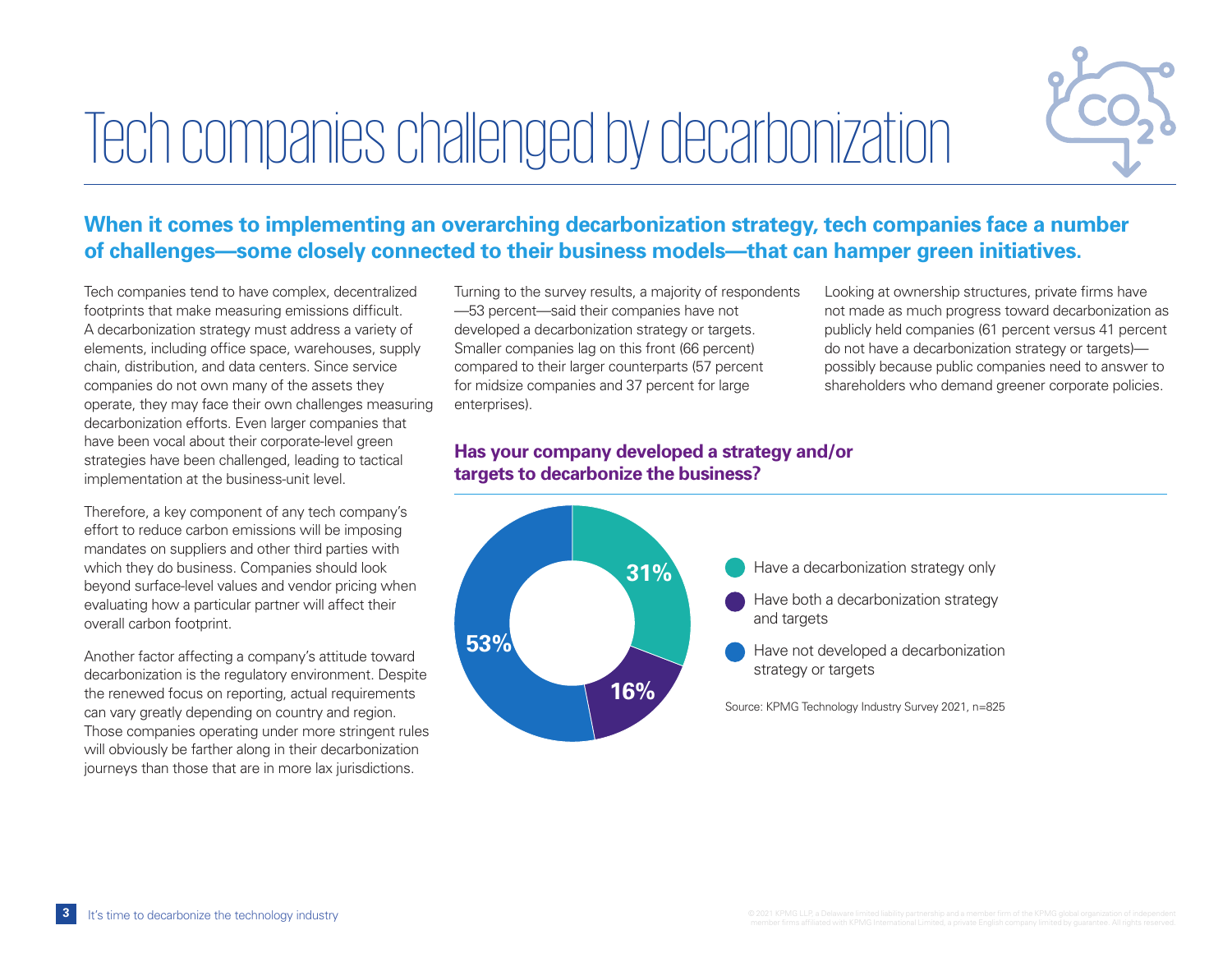# Tech companies challenged by decarbonization

## When it comes to implementing an overarching decarbonization strategy, tech companies face a number of challenges—some closely connected to their business models—that can hamper green initiatives.

Tech companies tend to have complex, decentralized footprints that make measuring emissions difficult. A decarbonization strategy must address a variety of elements, including office space, warehouses, supply chain, distribution, and data centers. Since service companies do not own many of the assets they operate, they may face their own challenges measuring decarbonization efforts. Even larger companies that have been vocal about their corporate-level green strategies have been challenged, leading to tactical implementation at the business-unit level.

Therefore, a key component of any tech company's effort to reduce carbon emissions will be imposing mandates on suppliers and other third parties with which they do business. Companies should look beyond surface-level values and vendor pricing when evaluating how a particular partner will affect their overall carbon footprint.

Another factor affecting a company's attitude toward decarbonization is the regulatory environment. Despite the renewed focus on reporting, actual requirements can vary greatly depending on country and region. Those companies operating under more stringent rules will obviously be farther along in their decarbonization journeys than those that are in more lax jurisdictions.

Turning to the survey results, a majority of respondents —53 percent—said their companies have not developed a decarbonization strategy or targets. Smaller companies lag on this front (66 percent) compared to their larger counterparts (57 percent for midsize companies and 37 percent for large enterprises).

Looking at ownership structures, private firms have not made as much progress toward decarbonization as publicly held companies (61 percent versus 41 percent do not have a decarbonization strategy or targets)—possibly because public companies need to answer to shareholders who demand greener corporate policies.

### Has your company developed a strategy and/or targets to decarbonize the business?

| Response | Percent |
|---|---|
| Have a decarbonization strategy only | 31% |
| Have both a decarbonization strategy and targets | 16% |
| Have not developed a decarbonization strategy or targets | 53% |

Source: KPMG Technology Industry Survey 2021, n=825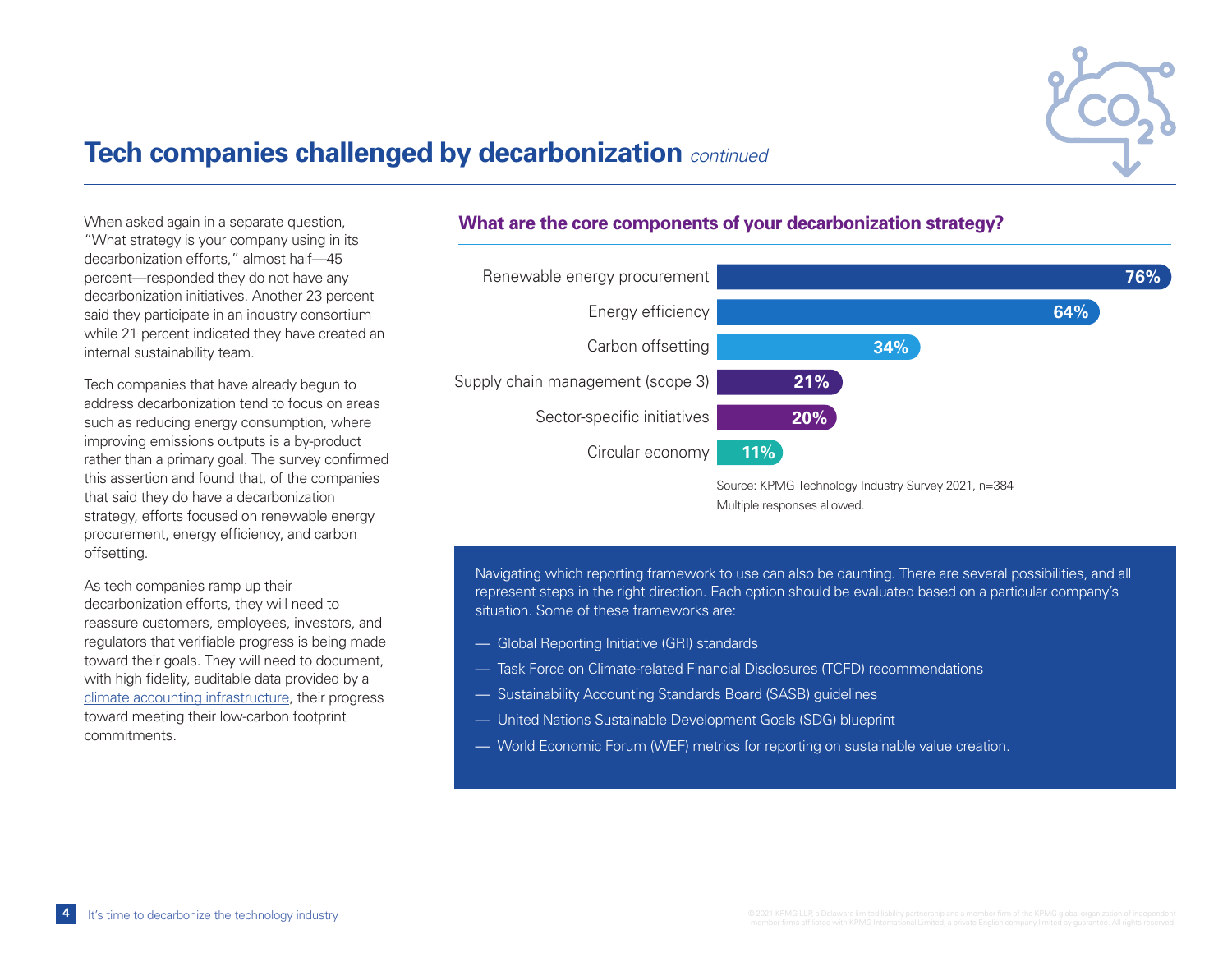# Tech companies challenged by decarbonization *continued*

When asked again in a separate question, "What strategy is your company using in its decarbonization efforts," almost half—45 percent—responded they do not have any decarbonization initiatives. Another 23 percent said they participate in an industry consortium while 21 percent indicated they have created an internal sustainability team.

Tech companies that have already begun to address decarbonization tend to focus on areas such as reducing energy consumption, where improving emissions outputs is a by-product rather than a primary goal. The survey confirmed this assertion and found that, of the companies that said they do have a decarbonization strategy, efforts focused on renewable energy procurement, energy efficiency, and carbon offsetting.

As tech companies ramp up their decarbonization efforts, they will need to reassure customers, employees, investors, and regulators that verifiable progress is being made toward their goals. They will need to document, with high fidelity, auditable data provided by a climate accounting infrastructure, their progress toward meeting their low-carbon footprint commitments.

## What are the core components of your decarbonization strategy?

| Component | Percentage |
|---|---|
| Renewable energy procurement | 76% |
| Energy efficiency | 64% |
| Carbon offsetting | 34% |
| Supply chain management (scope 3) | 21% |
| Sector-specific initiatives | 20% |
| Circular economy | 11% |

Source: KPMG Technology Industry Survey 2021, n=384

Multiple responses allowed.

Navigating which reporting framework to use can also be daunting. There are several possibilities, and all represent steps in the right direction. Each option should be evaluated based on a particular company's situation. Some of these frameworks are:

- Global Reporting Initiative (GRI) standards
- Task Force on Climate-related Financial Disclosures (TCFD) recommendations
- Sustainability Accounting Standards Board (SASB) guidelines
- United Nations Sustainable Development Goals (SDG) blueprint
- World Economic Forum (WEF) metrics for reporting on sustainable value creation.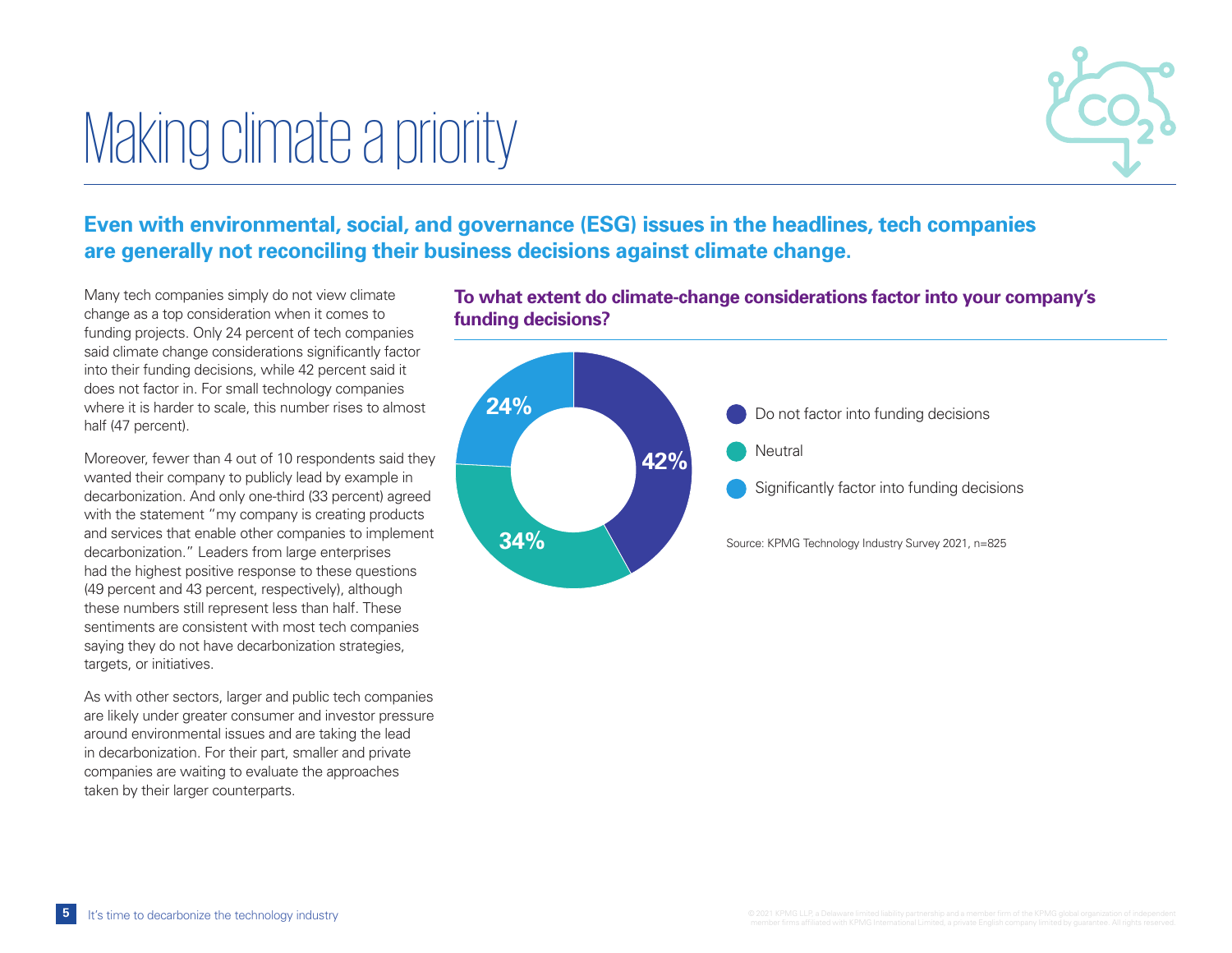# Making climate a priority

## Even with environmental, social, and governance (ESG) issues in the headlines, tech companies are generally not reconciling their business decisions against climate change.

Many tech companies simply do not view climate change as a top consideration when it comes to funding projects. Only 24 percent of tech companies said climate change considerations significantly factor into their funding decisions, while 42 percent said it does not factor in. For small technology companies where it is harder to scale, this number rises to almost half (47 percent).

Moreover, fewer than 4 out of 10 respondents said they wanted their company to publicly lead by example in decarbonization. And only one-third (33 percent) agreed with the statement "my company is creating products and services that enable other companies to implement decarbonization." Leaders from large enterprises had the highest positive response to these questions (49 percent and 43 percent, respectively), although these numbers still represent less than half. These sentiments are consistent with most tech companies saying they do not have decarbonization strategies, targets, or initiatives.

As with other sectors, larger and public tech companies are likely under greater consumer and investor pressure around environmental issues and are taking the lead in decarbonization. For their part, smaller and private companies are waiting to evaluate the approaches taken by their larger counterparts.

### To what extent do climate-change considerations factor into your company's funding decisions?

| Response | Percent |
| --- | --- |
| Do not factor into funding decisions | 42% |
| Neutral | 34% |
| Significantly factor into funding decisions | 24% |

Source: KPMG Technology Industry Survey 2021, n=825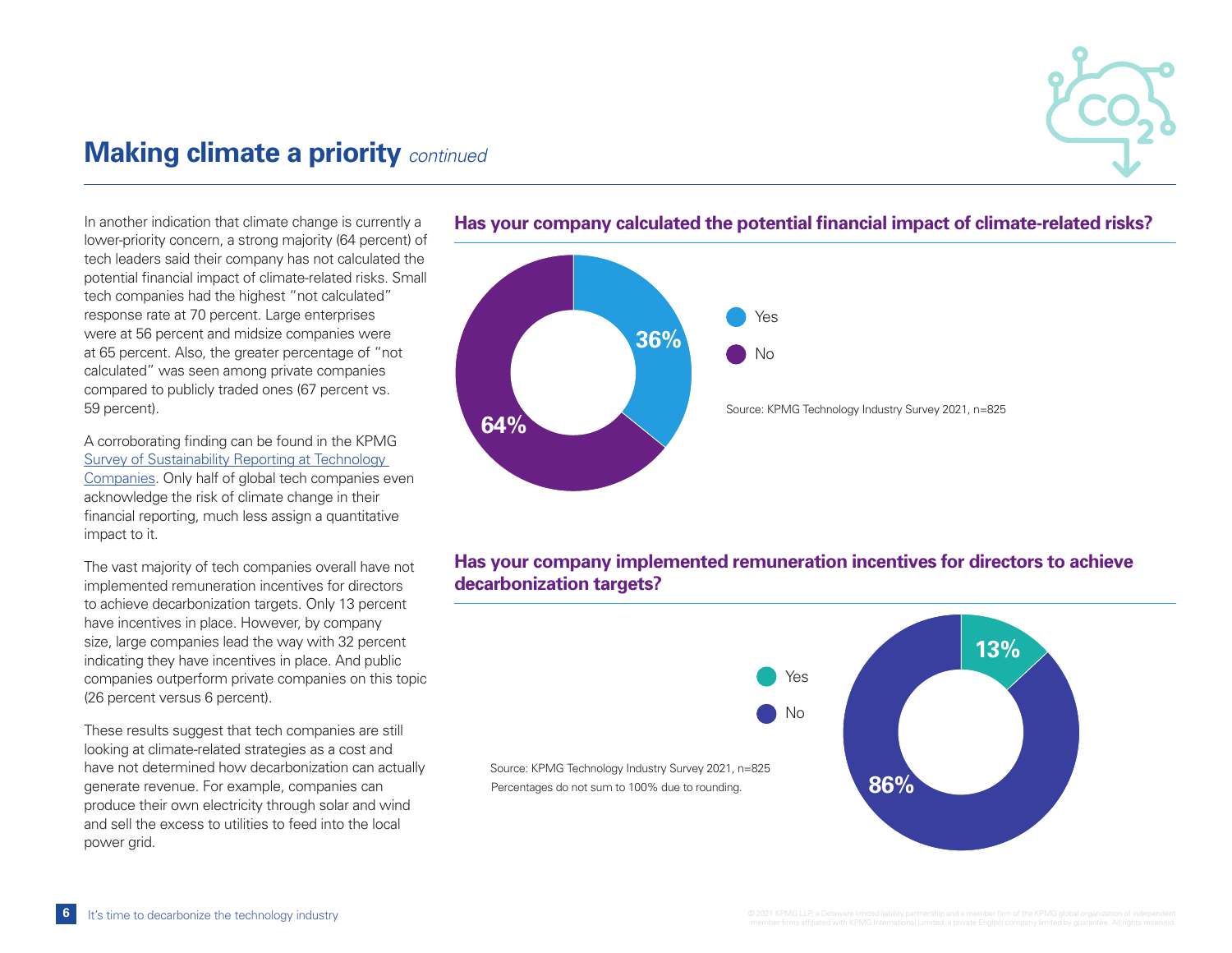# Making climate a priority *continued*

In another indication that climate change is currently a lower-priority concern, a strong majority (64 percent) of tech leaders said their company has not calculated the potential financial impact of climate-related risks. Small tech companies had the highest "not calculated" response rate at 70 percent. Large enterprises were at 56 percent and midsize companies were at 65 percent. Also, the greater percentage of "not calculated" was seen among private companies compared to publicly traded ones (67 percent vs. 59 percent).

A corroborating finding can be found in the KPMG [Survey of Sustainability Reporting at Technology Companies](). Only half of global tech companies even acknowledge the risk of climate change in their financial reporting, much less assign a quantitative impact to it.

The vast majority of tech companies overall have not implemented remuneration incentives for directors to achieve decarbonization targets. Only 13 percent have incentives in place. However, by company size, large companies lead the way with 32 percent indicating they have incentives in place. And public companies outperform private companies on this topic (26 percent versus 6 percent).

These results suggest that tech companies are still looking at climate-related strategies as a cost and have not determined how decarbonization can actually generate revenue. For example, companies can produce their own electricity through solar and wind and sell the excess to utilities to feed into the local power grid.

### Has your company calculated the potential financial impact of climate-related risks?

| Response | Percentage |
| --- | --- |
| Yes | 36% |
| No | 64% |

Source: KPMG Technology Industry Survey 2021, n=825

### Has your company implemented remuneration incentives for directors to achieve decarbonization targets?

| Response | Percentage |
| --- | --- |
| Yes | 13% |
| No | 86% |

Source: KPMG Technology Industry Survey 2021, n=825
Percentages do not sum to 100% due to rounding.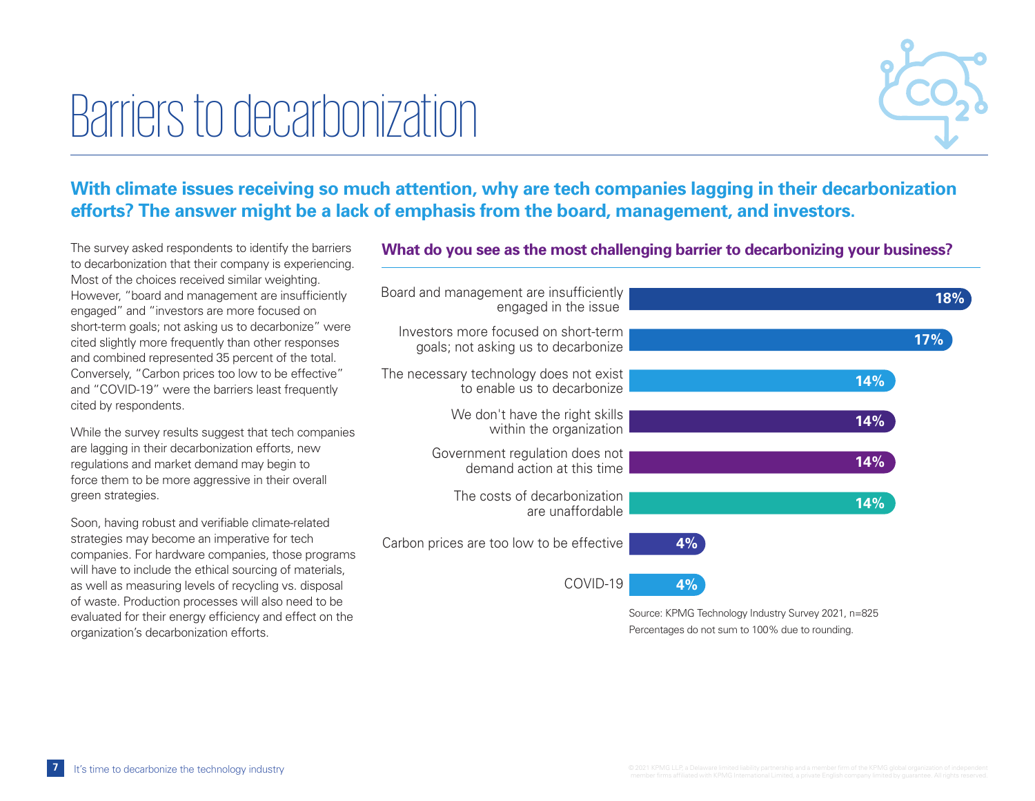# Barriers to decarbonization

**With climate issues receiving so much attention, why are tech companies lagging in their decarbonization efforts? The answer might be a lack of emphasis from the board, management, and investors.**

The survey asked respondents to identify the barriers to decarbonization that their company is experiencing. Most of the choices received similar weighting. However, "board and management are insufficiently engaged" and "investors are more focused on short-term goals; not asking us to decarbonize" were cited slightly more frequently than other responses and combined represented 35 percent of the total. Conversely, "Carbon prices too low to be effective" and "COVID-19" were the barriers least frequently cited by respondents.

While the survey results suggest that tech companies are lagging in their decarbonization efforts, new regulations and market demand may begin to force them to be more aggressive in their overall green strategies.

Soon, having robust and verifiable climate-related strategies may become an imperative for tech companies. For hardware companies, those programs will have to include the ethical sourcing of materials, as well as measuring levels of recycling vs. disposal of waste. Production processes will also need to be evaluated for their energy efficiency and effect on the organization's decarbonization efforts.

### What do you see as the most challenging barrier to decarbonizing your business?

| Barrier | Percentage |
|---|---|
| Board and management are insufficiently engaged in the issue | 18% |
| Investors more focused on short-term goals; not asking us to decarbonize | 17% |
| The necessary technology does not exist to enable us to decarbonize | 14% |
| We don't have the right skills within the organization | 14% |
| Government regulation does not demand action at this time | 14% |
| The costs of decarbonization are unaffordable | 14% |
| Carbon prices are too low to be effective | 4% |
| COVID-19 | 4% |

Source: KPMG Technology Industry Survey 2021, n=825
Percentages do not sum to 100% due to rounding.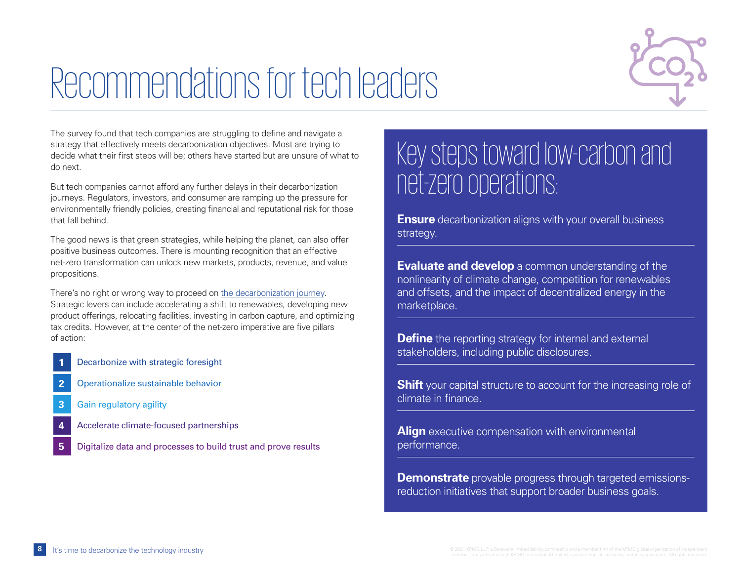# Recommendations for tech leaders

The survey found that tech companies are struggling to define and navigate a strategy that effectively meets decarbonization objectives. Most are trying to decide what their first steps will be; others have started but are unsure of what to do next.

But tech companies cannot afford any further delays in their decarbonization journeys. Regulators, investors, and consumer are ramping up the pressure for environmentally friendly policies, creating financial and reputational risk for those that fall behind.

The good news is that green strategies, while helping the planet, can also offer positive business outcomes. There is mounting recognition that an effective net-zero transformation can unlock new markets, products, revenue, and value propositions.

There's no right or wrong way to proceed on the decarbonization journey. Strategic levers can include accelerating a shift to renewables, developing new product offerings, relocating facilities, investing in carbon capture, and optimizing tax credits. However, at the center of the net-zero imperative are five pillars of action:

1. Decarbonize with strategic foresight
2. Operationalize sustainable behavior
3. Gain regulatory agility
4. Accelerate climate-focused partnerships
5. Digitalize data and processes to build trust and prove results

## Key steps toward low-carbon and net-zero operations:

**Ensure** decarbonization aligns with your overall business strategy.

**Evaluate and develop** a common understanding of the nonlinearity of climate change, competition for renewables and offsets, and the impact of decentralized energy in the marketplace.

**Define** the reporting strategy for internal and external stakeholders, including public disclosures.

**Shift** your capital structure to account for the increasing role of climate in finance.

**Align** executive compensation with environmental performance.

**Demonstrate** provable progress through targeted emissions-reduction initiatives that support broader business goals.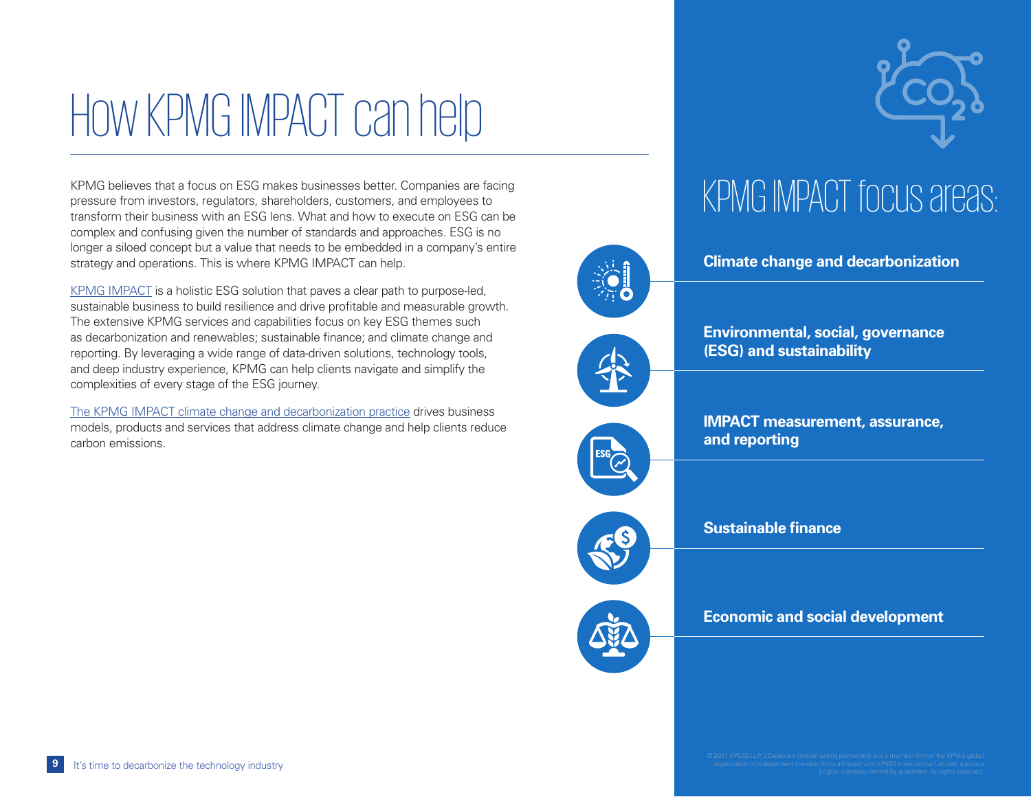# How KPMG IMPACT can help

KPMG believes that a focus on ESG makes businesses better. Companies are facing pressure from investors, regulators, shareholders, customers, and employees to transform their business with an ESG lens. What and how to execute on ESG can be complex and confusing given the number of standards and approaches. ESG is no longer a siloed concept but a value that needs to be embedded in a company's entire strategy and operations. This is where KPMG IMPACT can help.

KPMG IMPACT is a holistic ESG solution that paves a clear path to purpose-led, sustainable business to build resilience and drive profitable and measurable growth. The extensive KPMG services and capabilities focus on key ESG themes such as decarbonization and renewables; sustainable finance; and climate change and reporting. By leveraging a wide range of data-driven solutions, technology tools, and deep industry experience, KPMG can help clients navigate and simplify the complexities of every stage of the ESG journey.

The KPMG IMPACT climate change and decarbonization practice drives business models, products and services that address climate change and help clients reduce carbon emissions.

## KPMG IMPACT focus areas:

**Climate change and decarbonization**

**Environmental, social, governance (ESG) and sustainability**

**IMPACT measurement, assurance, and reporting**

**Sustainable finance**

**Economic and social development**

© 2021 KPMG LLP, a Delaware limited liability partnership and a member firm of the KPMG global organization of independent member firms affiliated with KPMG International Limited, a private English company limited by guarantee. All rights reserved.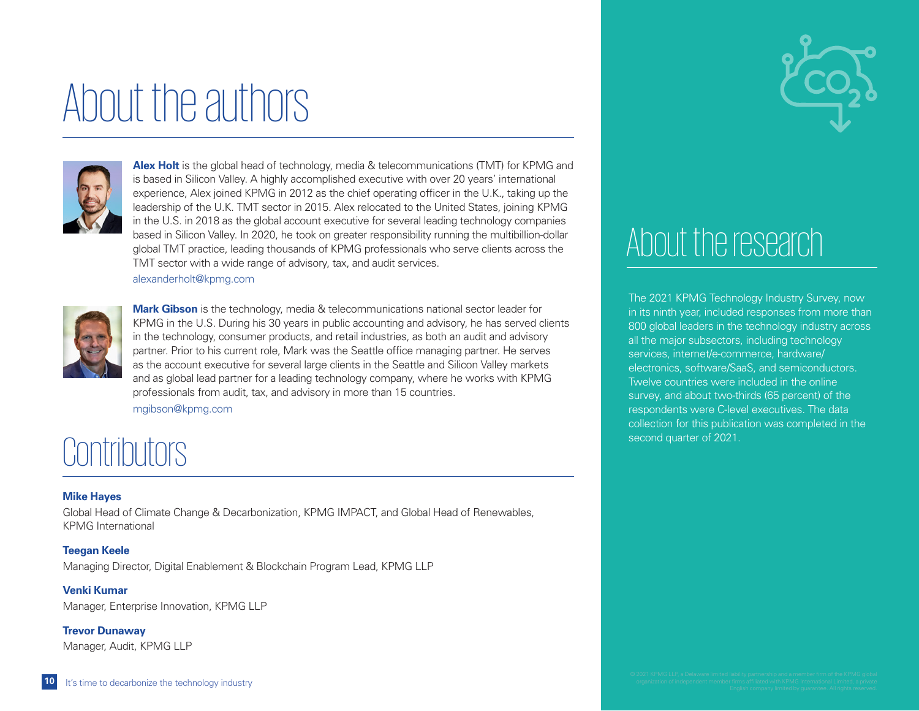# About the authors

**Alex Holt** is the global head of technology, media & telecommunications (TMT) for KPMG and is based in Silicon Valley. A highly accomplished executive with over 20 years' international experience, Alex joined KPMG in 2012 as the chief operating officer in the U.K., taking up the leadership of the U.K. TMT sector in 2015. Alex relocated to the United States, joining KPMG in the U.S. in 2018 as the global account executive for several leading technology companies based in Silicon Valley. In 2020, he took on greater responsibility running the multibillion-dollar global TMT practice, leading thousands of KPMG professionals who serve clients across the TMT sector with a wide range of advisory, tax, and audit services.

alexanderholt@kpmg.com

**Mark Gibson** is the technology, media & telecommunications national sector leader for KPMG in the U.S. During his 30 years in public accounting and advisory, he has served clients in the technology, consumer products, and retail industries, as both an audit and advisory partner. Prior to his current role, Mark was the Seattle office managing partner. He serves as the account executive for several large clients in the Seattle and Silicon Valley markets and as global lead partner for a leading technology company, where he works with KPMG professionals from audit, tax, and advisory in more than 15 countries.

mgibson@kpmg.com

# Contributors

**Mike Hayes**
Global Head of Climate Change & Decarbonization, KPMG IMPACT, and Global Head of Renewables, KPMG International

**Teegan Keele**
Managing Director, Digital Enablement & Blockchain Program Lead, KPMG LLP

**Venki Kumar**
Manager, Enterprise Innovation, KPMG LLP

**Trevor Dunaway**
Manager, Audit, KPMG LLP

# About the research

The 2021 KPMG Technology Industry Survey, now in its ninth year, included responses from more than 800 global leaders in the technology industry across all the major subsectors, including technology services, internet/e-commerce, hardware/electronics, software/SaaS, and semiconductors. Twelve countries were included in the online survey, and about two-thirds (65 percent) of the respondents were C-level executives. The data collection for this publication was completed in the second quarter of 2021.

© 2021 KPMG LLP, a Delaware limited liability partnership and a member firm of the KPMG global organization of independent member firms affiliated with KPMG International Limited, a private English company limited by guarantee. All rights reserved.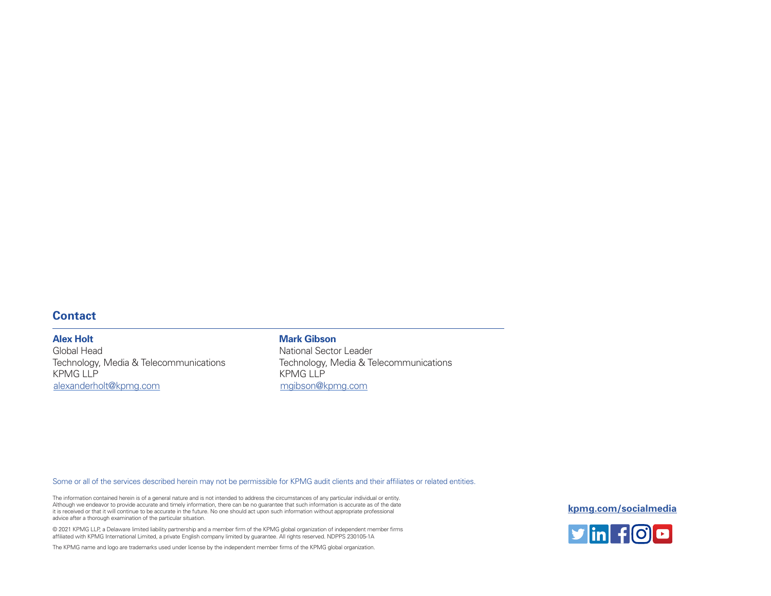## Contact

**Alex Holt**
Global Head
Technology, Media & Telecommunications
KPMG LLP
alexanderholt@kpmg.com

**Mark Gibson**
National Sector Leader
Technology, Media & Telecommunications
KPMG LLP
mgibson@kpmg.com

Some or all of the services described herein may not be permissible for KPMG audit clients and their affiliates or related entities.

The information contained herein is of a general nature and is not intended to address the circumstances of any particular individual or entity. Although we endeavor to provide accurate and timely information, there can be no guarantee that such information is accurate as of the date it is received or that it will continue to be accurate in the future. No one should act upon such information without appropriate professional advice after a thorough examination of the particular situation.

© 2021 KPMG LLP, a Delaware limited liability partnership and a member firm of the KPMG global organization of independent member firms affiliated with KPMG International Limited, a private English company limited by guarantee. All rights reserved. NDPPS 230105-1A

The KPMG name and logo are trademarks used under license by the independent member firms of the KPMG global organization.

**kpmg.com/socialmedia**